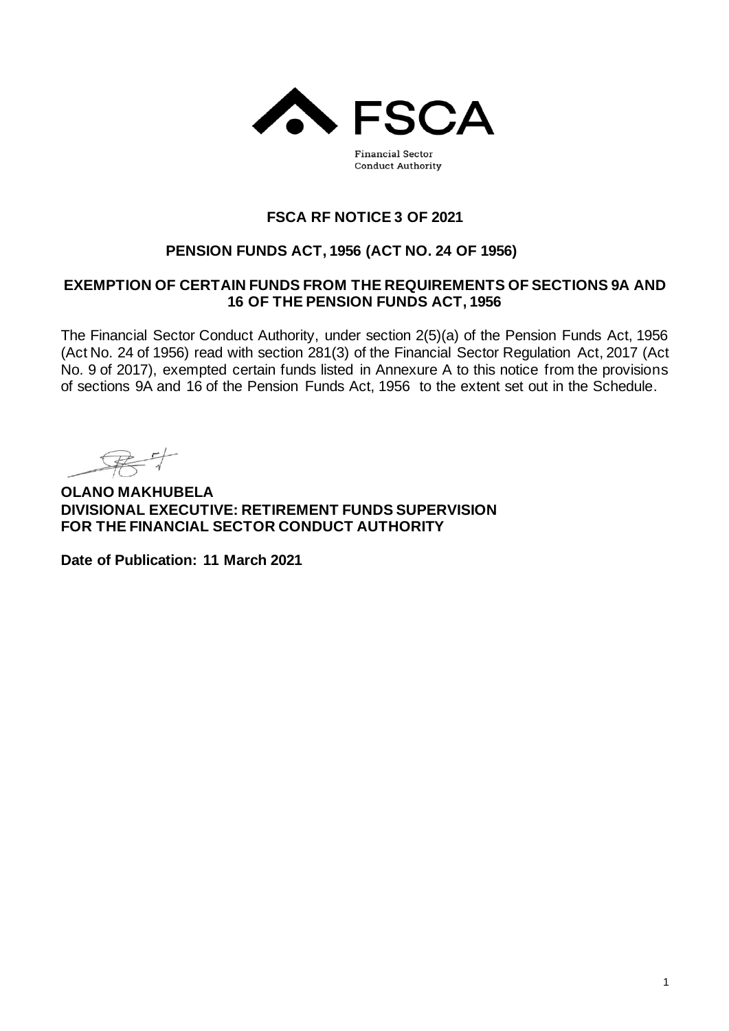FSCA

Financial Sector Conduct Authority

# FSCA RF NOTICE 3 OF 2021

## PENSION FUNDS ACT, 1956 (ACT NO. 24 OF 1956)

## EXEMPTION OF CERTAIN FUNDS FROM THE REQUIREMENTS OF SECTIONS 9A AND 16 OF THE PENSION FUNDS ACT, 1956

The Financial Sector Conduct Authority, under section 2(5)(a) of the Pension Funds Act, 1956 (Act No. 24 of 1956) read with section 281(3) of the Financial Sector Regulation Act, 2017 (Act No. 9 of 2017), exempted certain funds listed in Annexure A to this notice from the provisions of sections 9A and 16 of the Pension Funds Act, 1956 to the extent set out in the Schedule.

**OLANO MAKHUBELA**
**DIVISIONAL EXECUTIVE: RETIREMENT FUNDS SUPERVISION**
**FOR THE FINANCIAL SECTOR CONDUCT AUTHORITY**

**Date of Publication: 11 March 2021**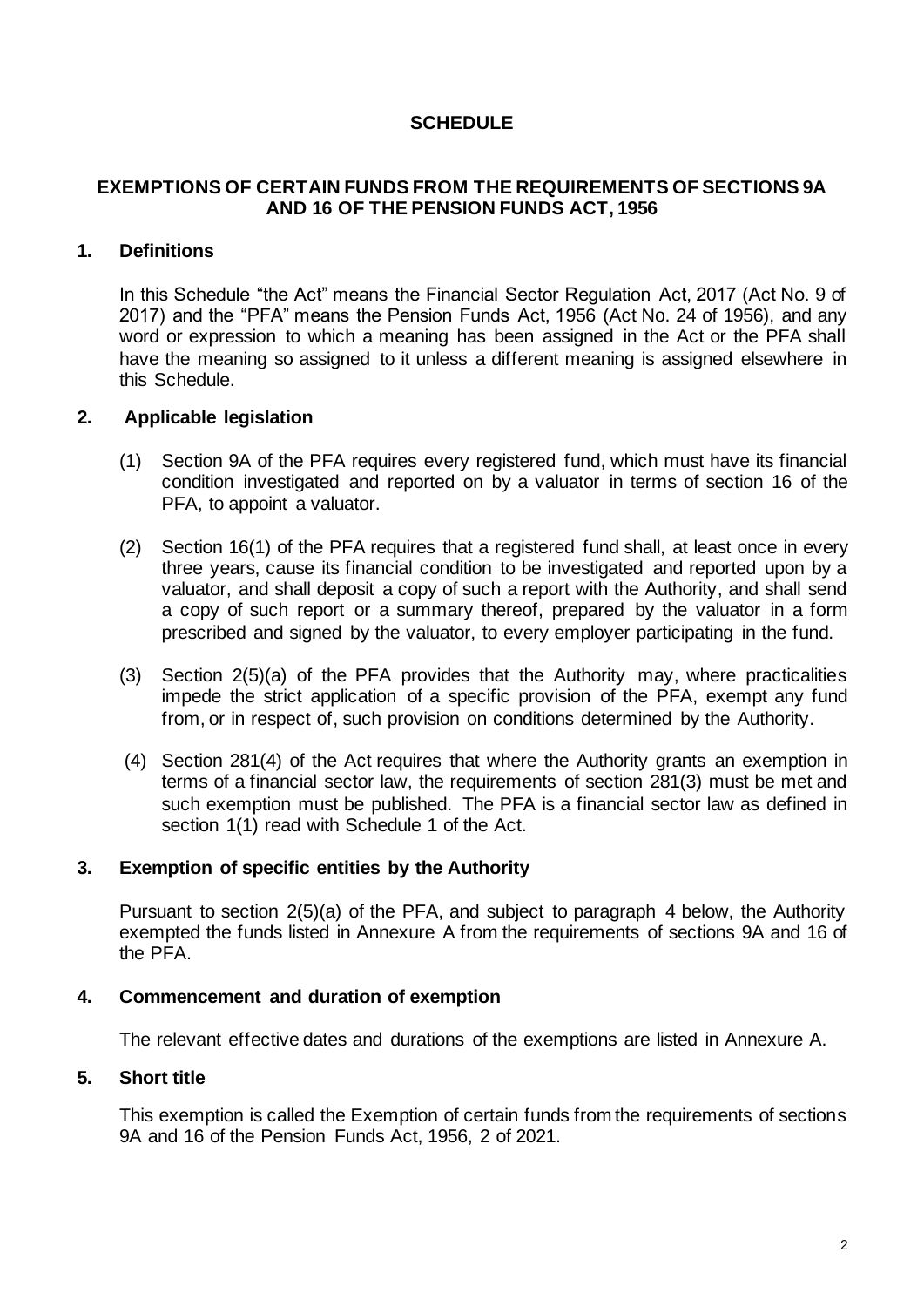# SCHEDULE

## EXEMPTIONS OF CERTAIN FUNDS FROM THE REQUIREMENTS OF SECTIONS 9A AND 16 OF THE PENSION FUNDS ACT, 1956

### 1. Definitions

In this Schedule "the Act" means the Financial Sector Regulation Act, 2017 (Act No. 9 of 2017) and the "PFA" means the Pension Funds Act, 1956 (Act No. 24 of 1956), and any word or expression to which a meaning has been assigned in the Act or the PFA shall have the meaning so assigned to it unless a different meaning is assigned elsewhere in this Schedule.

### 2. Applicable legislation

(1) Section 9A of the PFA requires every registered fund, which must have its financial condition investigated and reported on by a valuator in terms of section 16 of the PFA, to appoint a valuator.

(2) Section 16(1) of the PFA requires that a registered fund shall, at least once in every three years, cause its financial condition to be investigated and reported upon by a valuator, and shall deposit a copy of such a report with the Authority, and shall send a copy of such report or a summary thereof, prepared by the valuator in a form prescribed and signed by the valuator, to every employer participating in the fund.

(3) Section 2(5)(a) of the PFA provides that the Authority may, where practicalities impede the strict application of a specific provision of the PFA, exempt any fund from, or in respect of, such provision on conditions determined by the Authority.

(4) Section 281(4) of the Act requires that where the Authority grants an exemption in terms of a financial sector law, the requirements of section 281(3) must be met and such exemption must be published. The PFA is a financial sector law as defined in section 1(1) read with Schedule 1 of the Act.

### 3. Exemption of specific entities by the Authority

Pursuant to section 2(5)(a) of the PFA, and subject to paragraph 4 below, the Authority exempted the funds listed in Annexure A from the requirements of sections 9A and 16 of the PFA.

### 4. Commencement and duration of exemption

The relevant effective dates and durations of the exemptions are listed in Annexure A.

### 5. Short title

This exemption is called the Exemption of certain funds from the requirements of sections 9A and 16 of the Pension Funds Act, 1956, 2 of 2021.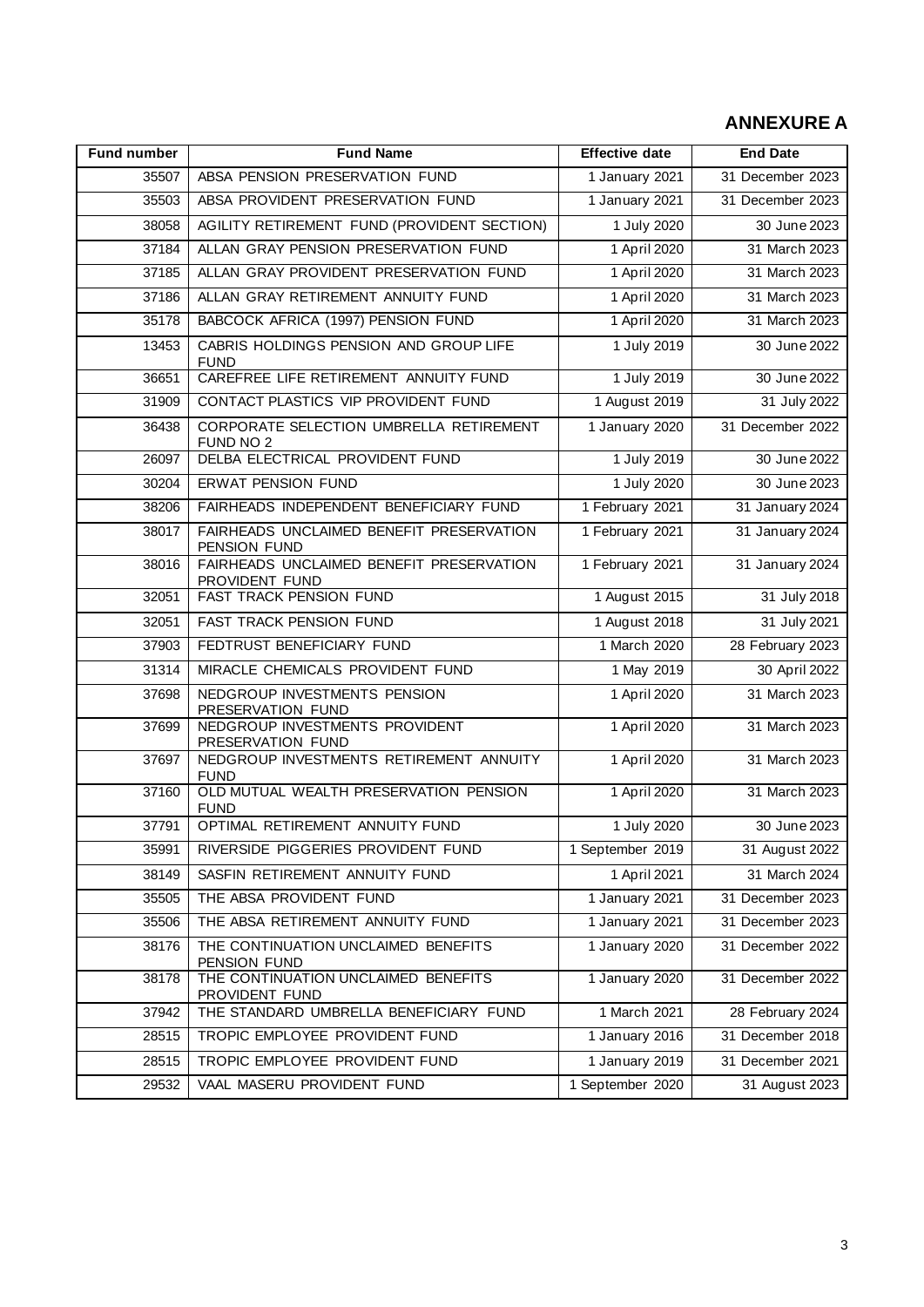## ANNEXURE A

| Fund number | Fund Name | Effective date | End Date |
|---|---|---|---|
| 35507 | ABSA PENSION PRESERVATION FUND | 1 January 2021 | 31 December 2023 |
| 35503 | ABSA PROVIDENT PRESERVATION FUND | 1 January 2021 | 31 December 2023 |
| 38058 | AGILITY RETIREMENT FUND (PROVIDENT SECTION) | 1 July 2020 | 30 June 2023 |
| 37184 | ALLAN GRAY PENSION PRESERVATION FUND | 1 April 2020 | 31 March 2023 |
| 37185 | ALLAN GRAY PROVIDENT PRESERVATION FUND | 1 April 2020 | 31 March 2023 |
| 37186 | ALLAN GRAY RETIREMENT ANNUITY FUND | 1 April 2020 | 31 March 2023 |
| 35178 | BABCOCK AFRICA (1997) PENSION FUND | 1 April 2020 | 31 March 2023 |
| 13453 | CABRIS HOLDINGS PENSION AND GROUP LIFE FUND | 1 July 2019 | 30 June 2022 |
| 36651 | CAREFREE LIFE RETIREMENT ANNUITY FUND | 1 July 2019 | 30 June 2022 |
| 31909 | CONTACT PLASTICS VIP PROVIDENT FUND | 1 August 2019 | 31 July 2022 |
| 36438 | CORPORATE SELECTION UMBRELLA RETIREMENT FUND NO 2 | 1 January 2020 | 31 December 2022 |
| 26097 | DELBA ELECTRICAL PROVIDENT FUND | 1 July 2019 | 30 June 2022 |
| 30204 | ERWAT PENSION FUND | 1 July 2020 | 30 June 2023 |
| 38206 | FAIRHEADS INDEPENDENT BENEFICIARY FUND | 1 February 2021 | 31 January 2024 |
| 38017 | FAIRHEADS UNCLAIMED BENEFIT PRESERVATION PENSION FUND | 1 February 2021 | 31 January 2024 |
| 38016 | FAIRHEADS UNCLAIMED BENEFIT PRESERVATION PROVIDENT FUND | 1 February 2021 | 31 January 2024 |
| 32051 | FAST TRACK PENSION FUND | 1 August 2015 | 31 July 2018 |
| 32051 | FAST TRACK PENSION FUND | 1 August 2018 | 31 July 2021 |
| 37903 | FEDTRUST BENEFICIARY FUND | 1 March 2020 | 28 February 2023 |
| 31314 | MIRACLE CHEMICALS PROVIDENT FUND | 1 May 2019 | 30 April 2022 |
| 37698 | NEDGROUP INVESTMENTS PENSION PRESERVATION FUND | 1 April 2020 | 31 March 2023 |
| 37699 | NEDGROUP INVESTMENTS PROVIDENT PRESERVATION FUND | 1 April 2020 | 31 March 2023 |
| 37697 | NEDGROUP INVESTMENTS RETIREMENT ANNUITY FUND | 1 April 2020 | 31 March 2023 |
| 37160 | OLD MUTUAL WEALTH PRESERVATION PENSION FUND | 1 April 2020 | 31 March 2023 |
| 37791 | OPTIMAL RETIREMENT ANNUITY FUND | 1 July 2020 | 30 June 2023 |
| 35991 | RIVERSIDE PIGGERIES PROVIDENT FUND | 1 September 2019 | 31 August 2022 |
| 38149 | SASFIN RETIREMENT ANNUITY FUND | 1 April 2021 | 31 March 2024 |
| 35505 | THE ABSA PROVIDENT FUND | 1 January 2021 | 31 December 2023 |
| 35506 | THE ABSA RETIREMENT ANNUITY FUND | 1 January 2021 | 31 December 2023 |
| 38176 | THE CONTINUATION UNCLAIMED BENEFITS PENSION FUND | 1 January 2020 | 31 December 2022 |
| 38178 | THE CONTINUATION UNCLAIMED BENEFITS PROVIDENT FUND | 1 January 2020 | 31 December 2022 |
| 37942 | THE STANDARD UMBRELLA BENEFICIARY FUND | 1 March 2021 | 28 February 2024 |
| 28515 | TROPIC EMPLOYEE PROVIDENT FUND | 1 January 2016 | 31 December 2018 |
| 28515 | TROPIC EMPLOYEE PROVIDENT FUND | 1 January 2019 | 31 December 2021 |
| 29532 | VAAL MASERU PROVIDENT FUND | 1 September 2020 | 31 August 2023 |